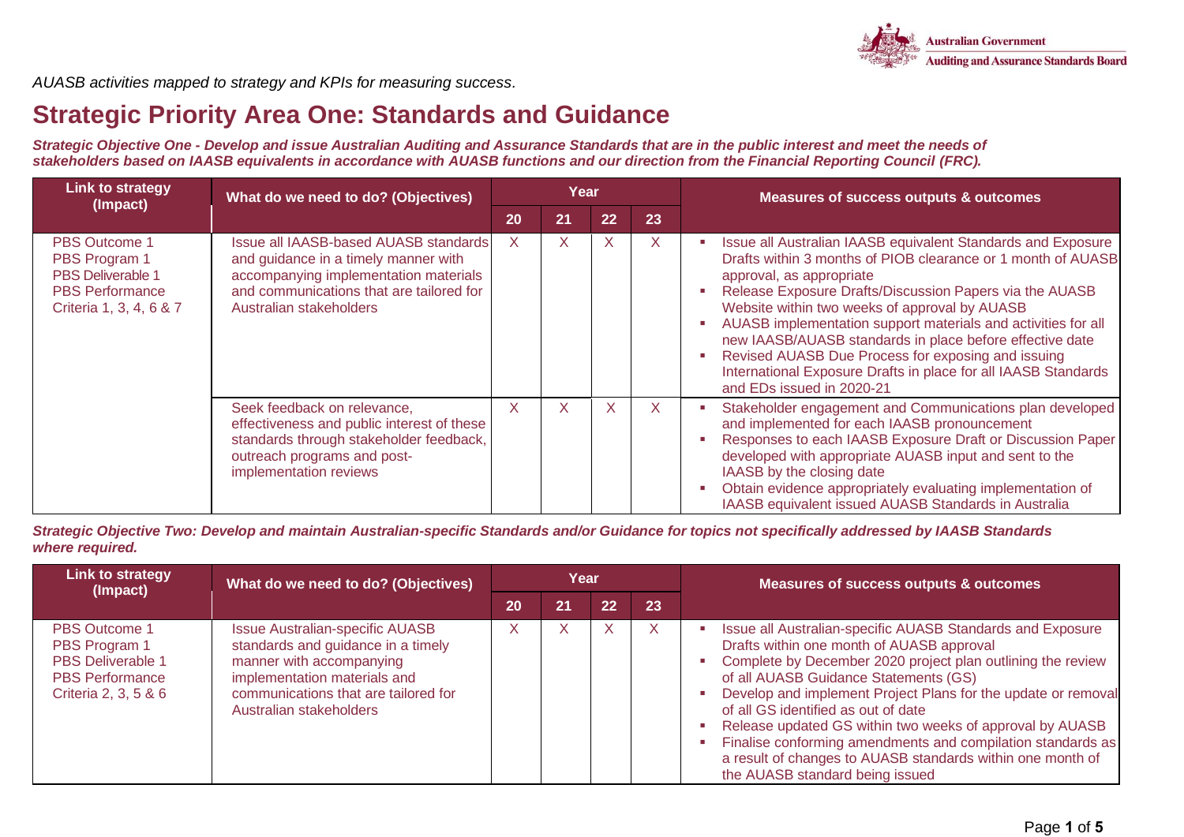*AUASB activities mapped to strategy and KPIs for measuring success.*

# Strategic Priority Area One: Standards and Guidance

***Strategic Objective One - Develop and issue Australian Auditing and Assurance Standards that are in the public interest and meet the needs of stakeholders based on IAASB equivalents in accordance with AUASB functions and our direction from the Financial Reporting Council (FRC).***

| Link to strategy (Impact) | What do we need to do? (Objectives) | Year | | | | Measures of success outputs & outcomes |
|---|---|---|---|---|---|---|
| | | 20 | 21 | 22 | 23 | |
| PBS Outcome 1<br>PBS Program 1<br>PBS Deliverable 1<br>PBS Performance Criteria 1, 3, 4, 6 & 7 | Issue all IAASB-based AUASB standards and guidance in a timely manner with accompanying implementation materials and communications that are tailored for Australian stakeholders | X | X | X | X | ▪ Issue all Australian IAASB equivalent Standards and Exposure Drafts within 3 months of PIOB clearance or 1 month of AUASB approval, as appropriate<br>▪ Release Exposure Drafts/Discussion Papers via the AUASB Website within two weeks of approval by AUASB<br>▪ AUASB implementation support materials and activities for all new IAASB/AUASB standards in place before effective date<br>▪ Revised AUASB Due Process for exposing and issuing International Exposure Drafts in place for all IAASB Standards and EDs issued in 2020-21 |
| | Seek feedback on relevance, effectiveness and public interest of these standards through stakeholder feedback, outreach programs and post-implementation reviews | X | X | X | X | ▪ Stakeholder engagement and Communications plan developed and implemented for each IAASB pronouncement<br>▪ Responses to each IAASB Exposure Draft or Discussion Paper developed with appropriate AUASB input and sent to the IAASB by the closing date<br>▪ Obtain evidence appropriately evaluating implementation of IAASB equivalent issued AUASB Standards in Australia |

***Strategic Objective Two: Develop and maintain Australian-specific Standards and/or Guidance for topics not specifically addressed by IAASB Standards where required.***

| Link to strategy (Impact) | What do we need to do? (Objectives) | Year | | | | Measures of success outputs & outcomes |
|---|---|---|---|---|---|---|
| | | 20 | 21 | 22 | 23 | |
| PBS Outcome 1<br>PBS Program 1<br>PBS Deliverable 1<br>PBS Performance Criteria 2, 3, 5 & 6 | Issue Australian-specific AUASB standards and guidance in a timely manner with accompanying implementation materials and communications that are tailored for Australian stakeholders | X | X | X | X | ▪ Issue all Australian-specific AUASB Standards and Exposure Drafts within one month of AUASB approval<br>▪ Complete by December 2020 project plan outlining the review of all AUASB Guidance Statements (GS)<br>▪ Develop and implement Project Plans for the update or removal of all GS identified as out of date<br>▪ Release updated GS within two weeks of approval by AUASB<br>▪ Finalise conforming amendments and compilation standards as a result of changes to AUASB standards within one month of the AUASB standard being issued |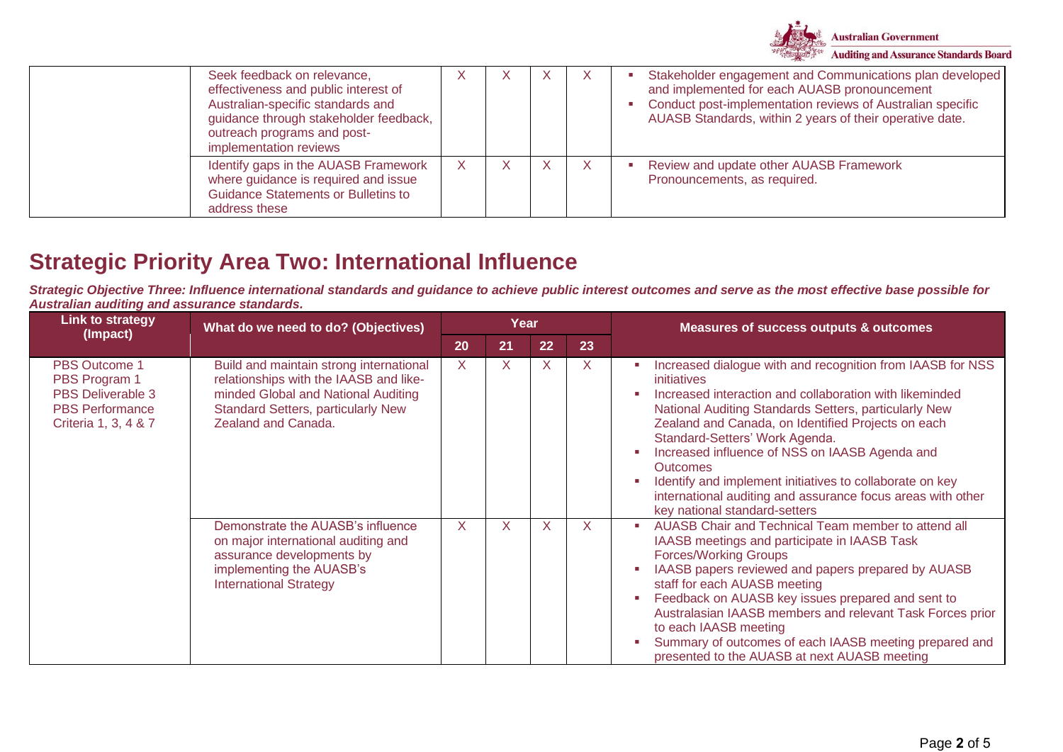| | | | | | | |
|---|---|---|---|---|---|---|
| | Seek feedback on relevance, effectiveness and public interest of Australian-specific standards and guidance through stakeholder feedback, outreach programs and post-implementation reviews | X | X | X | X | ▪ Stakeholder engagement and Communications plan developed and implemented for each AUASB pronouncement<br>▪ Conduct post-implementation reviews of Australian specific AUASB Standards, within 2 years of their operative date. |
| | Identify gaps in the AUASB Framework where guidance is required and issue Guidance Statements or Bulletins to address these | X | X | X | X | ▪ Review and update other AUASB Framework Pronouncements, as required. |

## Strategic Priority Area Two: International Influence

***Strategic Objective Three: Influence international standards and guidance to achieve public interest outcomes and serve as the most effective base possible for Australian auditing and assurance standards.***

| Link to strategy (Impact) | What do we need to do? (Objectives) | Year | | | | Measures of success outputs & outcomes |
|---|---|---|---|---|---|---|
| | | 20 | 21 | 22 | 23 | |
| PBS Outcome 1<br>PBS Program 1<br>PBS Deliverable 3<br>PBS Performance Criteria 1, 3, 4 & 7 | Build and maintain strong international relationships with the IAASB and like-minded Global and National Auditing Standard Setters, particularly New Zealand and Canada. | X | X | X | X | ▪ Increased dialogue with and recognition from IAASB for NSS initiatives<br>▪ Increased interaction and collaboration with likeminded National Auditing Standards Setters, particularly New Zealand and Canada, on Identified Projects on each Standard-Setters' Work Agenda.<br>▪ Increased influence of NSS on IAASB Agenda and Outcomes<br>▪ Identify and implement initiatives to collaborate on key international auditing and assurance focus areas with other key national standard-setters |
| | Demonstrate the AUASB's influence on major international auditing and assurance developments by implementing the AUASB's International Strategy | X | X | X | X | ▪ AUASB Chair and Technical Team member to attend all IAASB meetings and participate in IAASB Task Forces/Working Groups<br>▪ IAASB papers reviewed and papers prepared by AUASB staff for each AUASB meeting<br>▪ Feedback on AUASB key issues prepared and sent to Australasian IAASB members and relevant Task Forces prior to each IAASB meeting<br>▪ Summary of outcomes of each IAASB meeting prepared and presented to the AUASB at next AUASB meeting |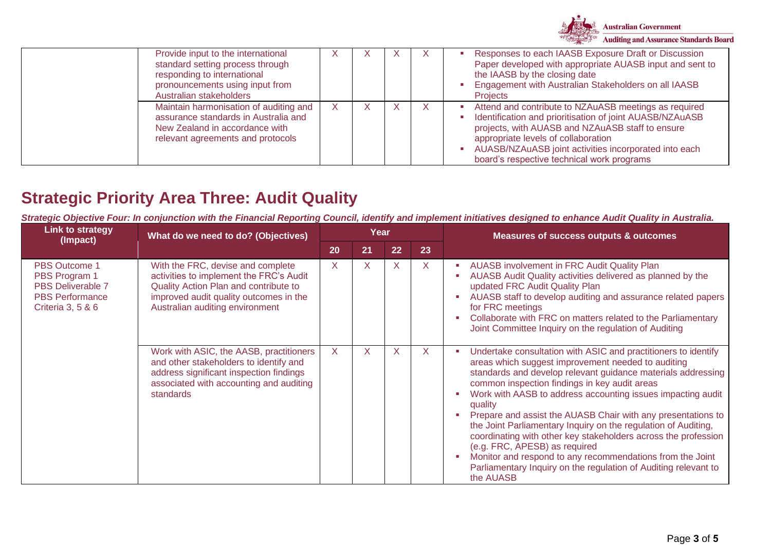| | Provide input to the international standard setting process through responding to international pronouncements using input from Australian stakeholders | X | X | X | X | ▪ Responses to each IAASB Exposure Draft or Discussion Paper developed with appropriate AUASB input and sent to the IAASB by the closing date<br>▪ Engagement with Australian Stakeholders on all IAASB Projects |
|---|---|---|---|---|---|---|
| | Maintain harmonisation of auditing and assurance standards in Australia and New Zealand in accordance with relevant agreements and protocols | X | X | X | X | ▪ Attend and contribute to NZAuASB meetings as required<br>▪ Identification and prioritisation of joint AUASB/NZAuASB projects, with AUASB and NZAuASB staff to ensure appropriate levels of collaboration<br>▪ AUASB/NZAuASB joint activities incorporated into each board's respective technical work programs |

## Strategic Priority Area Three: Audit Quality

***Strategic Objective Four: In conjunction with the Financial Reporting Council, identify and implement initiatives designed to enhance Audit Quality in Australia.***

| Link to strategy (Impact) | What do we need to do? (Objectives) | Year | | | | Measures of success outputs & outcomes |
|---|---|---|---|---|---|---|
| | | 20 | 21 | 22 | 23 | |
| PBS Outcome 1<br>PBS Program 1<br>PBS Deliverable 7<br>PBS Performance Criteria 3, 5 & 6 | With the FRC, devise and complete activities to implement the FRC's Audit Quality Action Plan and contribute to improved audit quality outcomes in the Australian auditing environment | X | X | X | X | ▪ AUASB involvement in FRC Audit Quality Plan<br>▪ AUASB Audit Quality activities delivered as planned by the updated FRC Audit Quality Plan<br>▪ AUASB staff to develop auditing and assurance related papers for FRC meetings<br>▪ Collaborate with FRC on matters related to the Parliamentary Joint Committee Inquiry on the regulation of Auditing |
| | Work with ASIC, the AASB, practitioners and other stakeholders to identify and address significant inspection findings associated with accounting and auditing standards | X | X | X | X | ▪ Undertake consultation with ASIC and practitioners to identify areas which suggest improvement needed to auditing standards and develop relevant guidance materials addressing common inspection findings in key audit areas<br>▪ Work with AASB to address accounting issues impacting audit quality<br>▪ Prepare and assist the AUASB Chair with any presentations to the Joint Parliamentary Inquiry on the regulation of Auditing, coordinating with other key stakeholders across the profession (e.g. FRC, APESB) as required<br>▪ Monitor and respond to any recommendations from the Joint Parliamentary Inquiry on the regulation of Auditing relevant to the AUASB |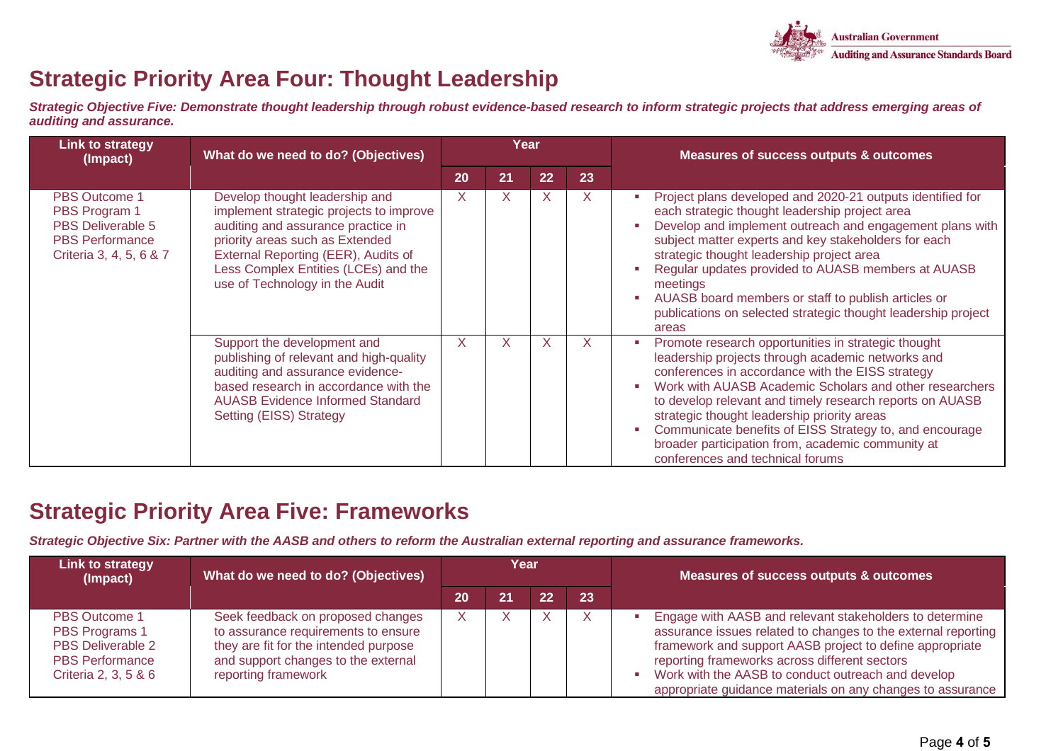## Strategic Priority Area Four: Thought Leadership

***Strategic Objective Five: Demonstrate thought leadership through robust evidence-based research to inform strategic projects that address emerging areas of auditing and assurance.***

| Link to strategy (Impact) | What do we need to do? (Objectives) | Year | | | | Measures of success outputs & outcomes |
|---|---|---|---|---|---|---|
| | | 20 | 21 | 22 | 23 | |
| PBS Outcome 1<br>PBS Program 1<br>PBS Deliverable 5<br>PBS Performance Criteria 3, 4, 5, 6 & 7 | Develop thought leadership and implement strategic projects to improve auditing and assurance practice in priority areas such as Extended External Reporting (EER), Audits of Less Complex Entities (LCEs) and the use of Technology in the Audit | X | X | X | X | ▪ Project plans developed and 2020-21 outputs identified for each strategic thought leadership project area<br>▪ Develop and implement outreach and engagement plans with subject matter experts and key stakeholders for each strategic thought leadership project area<br>▪ Regular updates provided to AUASB members at AUASB meetings<br>▪ AUASB board members or staff to publish articles or publications on selected strategic thought leadership project areas |
| | Support the development and publishing of relevant and high-quality auditing and assurance evidence-based research in accordance with the AUASB Evidence Informed Standard Setting (EISS) Strategy | X | X | X | X | ▪ Promote research opportunities in strategic thought leadership projects through academic networks and conferences in accordance with the EISS strategy<br>▪ Work with AUASB Academic Scholars and other researchers to develop relevant and timely research reports on AUASB strategic thought leadership priority areas<br>▪ Communicate benefits of EISS Strategy to, and encourage broader participation from, academic community at conferences and technical forums |

## Strategic Priority Area Five: Frameworks

***Strategic Objective Six: Partner with the AASB and others to reform the Australian external reporting and assurance frameworks.***

| Link to strategy (Impact) | What do we need to do? (Objectives) | Year | | | | Measures of success outputs & outcomes |
|---|---|---|---|---|---|---|
| | | 20 | 21 | 22 | 23 | |
| PBS Outcome 1<br>PBS Programs 1<br>PBS Deliverable 2<br>PBS Performance Criteria 2, 3, 5 & 6 | Seek feedback on proposed changes to assurance requirements to ensure they are fit for the intended purpose and support changes to the external reporting framework | X | X | X | X | ▪ Engage with AASB and relevant stakeholders to determine assurance issues related to changes to the external reporting framework and support AASB project to define appropriate reporting frameworks across different sectors<br>▪ Work with the AASB to conduct outreach and develop appropriate guidance materials on any changes to assurance |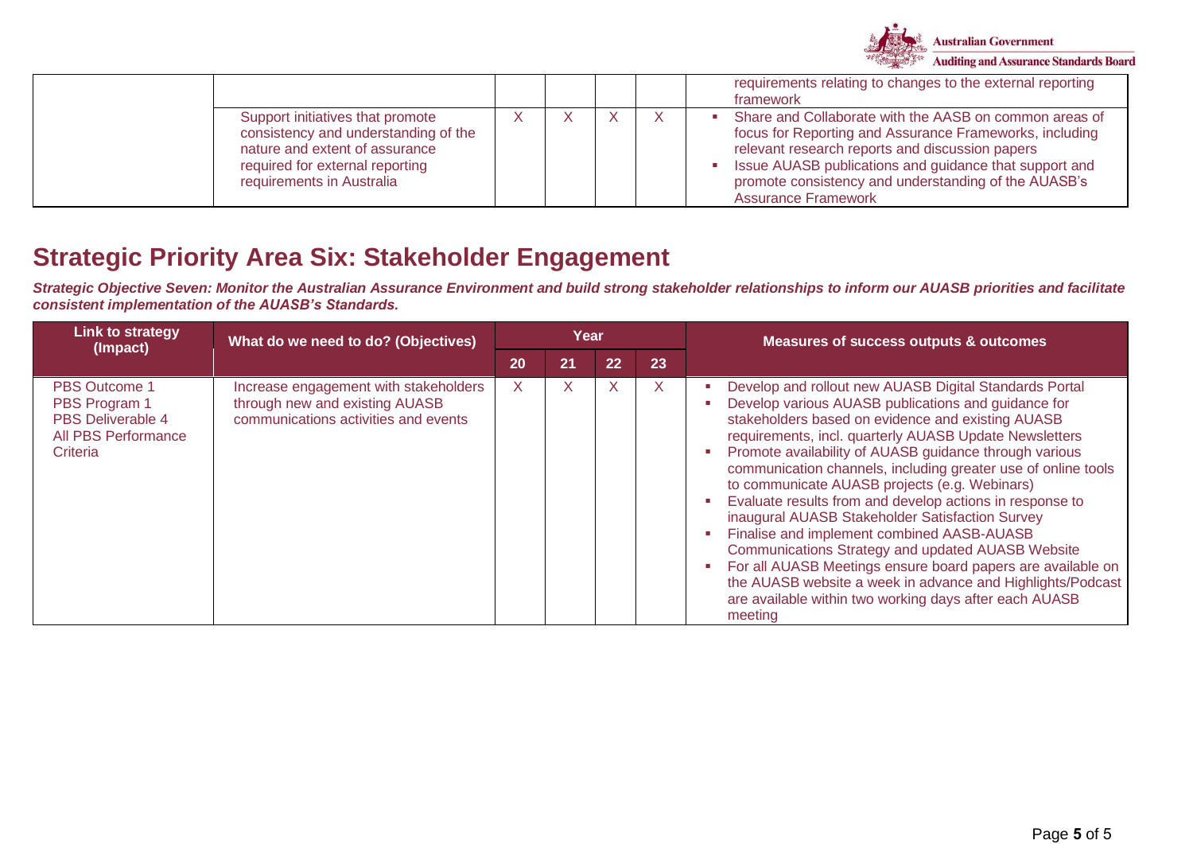| | | | | | | |
|---|---|---|---|---|---|---|
| | | | | | | requirements relating to changes to the external reporting framework |
| | Support initiatives that promote consistency and understanding of the nature and extent of assurance required for external reporting requirements in Australia | X | X | X | X | ▪ Share and Collaborate with the AASB on common areas of focus for Reporting and Assurance Frameworks, including relevant research reports and discussion papers<br>▪ Issue AUASB publications and guidance that support and promote consistency and understanding of the AUASB's Assurance Framework |

## Strategic Priority Area Six: Stakeholder Engagement

***Strategic Objective Seven: Monitor the Australian Assurance Environment and build strong stakeholder relationships to inform our AUASB priorities and facilitate consistent implementation of the AUASB's Standards.***

| Link to strategy (Impact) | What do we need to do? (Objectives) | Year | | | | Measures of success outputs & outcomes |
|---|---|---|---|---|---|---|
| | | 20 | 21 | 22 | 23 | |
| PBS Outcome 1<br>PBS Program 1<br>PBS Deliverable 4<br>All PBS Performance Criteria | Increase engagement with stakeholders through new and existing AUASB communications activities and events | X | X | X | X | ▪ Develop and rollout new AUASB Digital Standards Portal<br>▪ Develop various AUASB publications and guidance for stakeholders based on evidence and existing AUASB requirements, incl. quarterly AUASB Update Newsletters<br>▪ Promote availability of AUASB guidance through various communication channels, including greater use of online tools to communicate AUASB projects (e.g. Webinars)<br>▪ Evaluate results from and develop actions in response to inaugural AUASB Stakeholder Satisfaction Survey<br>▪ Finalise and implement combined AASB-AUASB Communications Strategy and updated AUASB Website<br>▪ For all AUASB Meetings ensure board papers are available on the AUASB website a week in advance and Highlights/Podcast are available within two working days after each AUASB meeting |